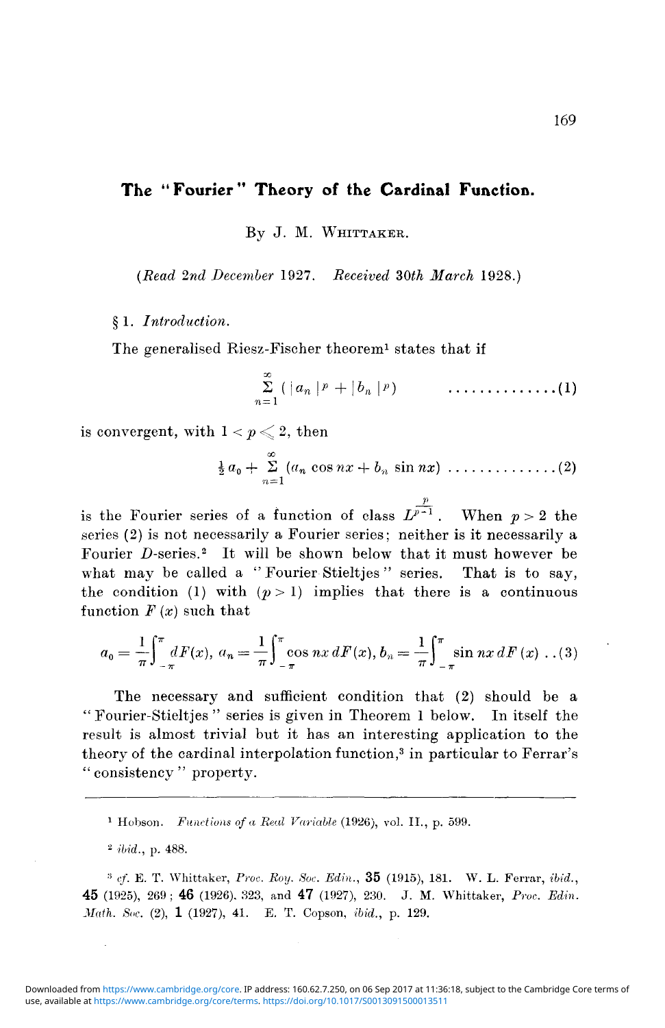# The "Fourier" Theory of the Cardinal Function.

By J. M. Whittaker.

(*Read 2nd December* 1927. *Received* 30*th March* 1928.)

§ 1. *Introduction.*

The generalised Riesz-Fischer theorem[1] states that if

$$\sum_{n=1}^{\infty} (|a_n|^p + |b_n|^p) \qquad \ldots\ldots\ldots\ldots\ldots(1)$$

is convergent, with $1 < p \leqslant 2$, then

$$\tfrac{1}{2} a_0 + \sum_{n=1}^{\infty} (a_n \cos nx + b_n \sin nx) \ldots\ldots\ldots\ldots\ldots(2)$$

is the Fourier series of a function of class $L^{\frac{p}{p-1}}$. When $p > 2$ the series (2) is not necessarily a Fourier series; neither is it necessarily a Fourier $D$-series.[2] It will be shown below that it must however be what may be called a "Fourier Stieltjes" series. That is to say, the condition (1) with $(p > 1)$ implies that there is a continuous function $F(x)$ such that

$$a_0 = \frac{1}{\pi}\int_{-\pi}^{\pi} dF(x),\ a_n = \frac{1}{\pi}\int_{-\pi}^{\pi} \cos nx\, dF(x),\ b_n = \frac{1}{\pi}\int_{-\pi}^{\pi} \sin nx\, dF(x) \ldots(3)$$

The necessary and sufficient condition that (2) should be a "Fourier-Stieltjes" series is given in Theorem 1 below. In itself the result is almost trivial but it has an interesting application to the theory of the cardinal interpolation function,[3] in particular to Ferrar's "consistency" property.

---

[1] Hobson. *Functions of a Real Variable* (1926), vol. II., p. 599.

[2] *ibid.*, p. 488.

[3] *cf.* E. T. Whittaker, *Proc. Roy. Soc. Edin.*, **35** (1915), 181. W. L. Ferrar, *ibid.*, **45** (1925), 269; **46** (1926), 323, and **47** (1927), 230. J. M. Whittaker, *Proc. Edin. Math. Soc.* (2), **1** (1927), 41. E. T. Copson, *ibid.*, p. 129.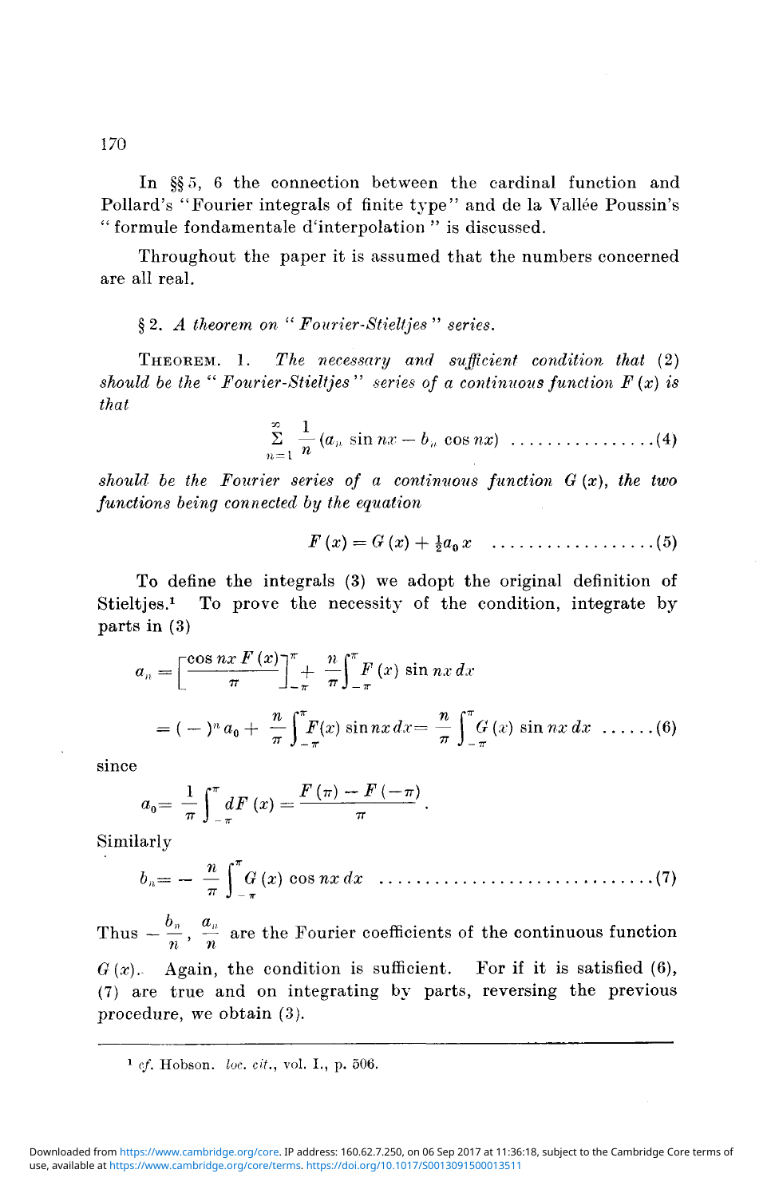In §§ 5, 6 the connection between the cardinal function and Pollard's "Fourier integrals of finite type" and de la Vallée Poussin's "formule fondamentale d'interpolation" is discussed.

Throughout the paper it is assumed that the numbers concerned are all real.

## § 2. *A theorem on "Fourier-Stieltjes" series.*

THEOREM. 1. *The necessary and sufficient condition that* (2) *should be the "Fourier-Stieltjes" series of a continuous function* $F(x)$ *is that*

$$\sum_{n=1}^{\infty} \frac{1}{n} (a_n \sin nx - b_n \cos nx) \quad \text{.................(4)}$$

*should be the Fourier series of a continuous function* $G(x)$, *the two functions being connected by the equation*

$$F(x) = G(x) + \tfrac{1}{2} a_0 x \quad \text{..................(5)}$$

To define the integrals (3) we adopt the original definition of Stieltjes.[1] To prove the necessity of the condition, integrate by parts in (3)

$$a_n = \left[ \frac{\cos nx \, F(x)}{\pi} \right]_{-\pi}^{\pi} + \frac{n}{\pi} \int_{-\pi}^{\pi} F(x) \sin nx \, dx$$

$$= (-)^n a_0 + \frac{n}{\pi} \int_{-\pi}^{\pi} F(x) \sin nx \, dx = \frac{n}{\pi} \int_{-\pi}^{\pi} G(x) \sin nx \, dx \quad \text{......(6)}$$

since

$$a_0 = \frac{1}{\pi} \int_{-\pi}^{\pi} dF(x) = \frac{F(\pi) - F(-\pi)}{\pi}.$$

Similarly

$$b_n = -\frac{n}{\pi} \int_{-\pi}^{\pi} G(x) \cos nx \, dx \quad \text{............................(7)}$$

Thus $-\dfrac{b_n}{n}$, $\dfrac{a_n}{n}$ are the Fourier coefficients of the continuous function $G(x)$. Again, the condition is sufficient. For if it is satisfied (6), (7) are true and on integrating by parts, reversing the previous procedure, we obtain (3).

---

[1] *cf.* Hobson. *loc. cit.*, vol. I., p. 506.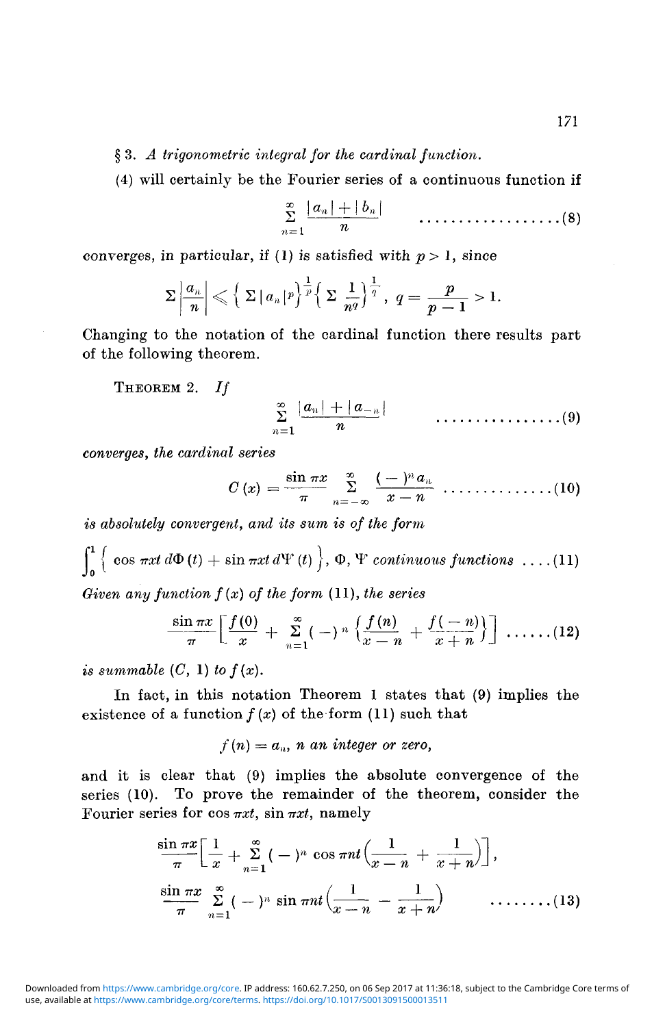§ 3. *A trigonometric integral for the cardinal function.*

(4) will certainly be the Fourier series of a continuous function if

$$\sum_{n=1}^{\infty} \frac{|a_n| + |b_n|}{n} \qquad \text{.................. (8)}$$

converges, in particular, if (1) is satisfied with $p > 1$, since

$$\Sigma \left| \frac{a_n}{n} \right| \leqslant \left\{ \Sigma \, |a_n|^p \right\}^{\frac{1}{p}} \left\{ \Sigma \, \frac{1}{n^q} \right\}^{\frac{1}{q}}, \; q = \frac{p}{p-1} > 1.$$

Changing to the notation of the cardinal function there results part of the following theorem.

THEOREM 2. *If*

$$\sum_{n=1}^{\infty} \frac{|a_n| + |a_{-n}|}{n} \qquad \text{................. (9)}$$

*converges, the cardinal series*

$$C(x) = \frac{\sin \pi x}{\pi} \sum_{n=-\infty}^{\infty} \frac{(-)^n a_n}{x - n} \qquad \text{.............. (10)}$$

*is absolutely convergent, and its sum is of the form*

$$\int_0^1 \left\{ \cos \pi x t \, d\Phi(t) + \sin \pi x t \, d\Psi(t) \right\}, \; \Phi, \Psi \textit{ continuous functions} \quad \text{.... (11)}$$

*Given any function $f(x)$ of the form* (11), *the series*

$$\frac{\sin \pi x}{\pi} \left[ \frac{f(0)}{x} + \sum_{n=1}^{\infty} (-)^n \left\{ \frac{f(n)}{x-n} + \frac{f(-n)}{x+n} \right\} \right] \quad \text{...... (12)}$$

*is summable* $(C, 1)$ *to* $f(x)$.

In fact, in this notation Theorem 1 states that (9) implies the existence of a function $f(x)$ of the form (11) such that

$$f(n) = a_n, \; n \textit{ an integer or zero,}$$

and it is clear that (9) implies the absolute convergence of the series (10). To prove the remainder of the theorem, consider the Fourier series for $\cos \pi x t$, $\sin \pi x t$, namely

$$\frac{\sin \pi x}{\pi} \left[ \frac{1}{x} + \sum_{n=1}^{\infty} (-)^n \cos \pi n t \left( \frac{1}{x-n} + \frac{1}{x+n} \right) \right],$$

$$\frac{\sin \pi x}{\pi} \sum_{n=1}^{\infty} (-)^n \sin \pi n t \left( \frac{1}{x-n} - \frac{1}{x+n} \right) \qquad \text{........ (13)}$$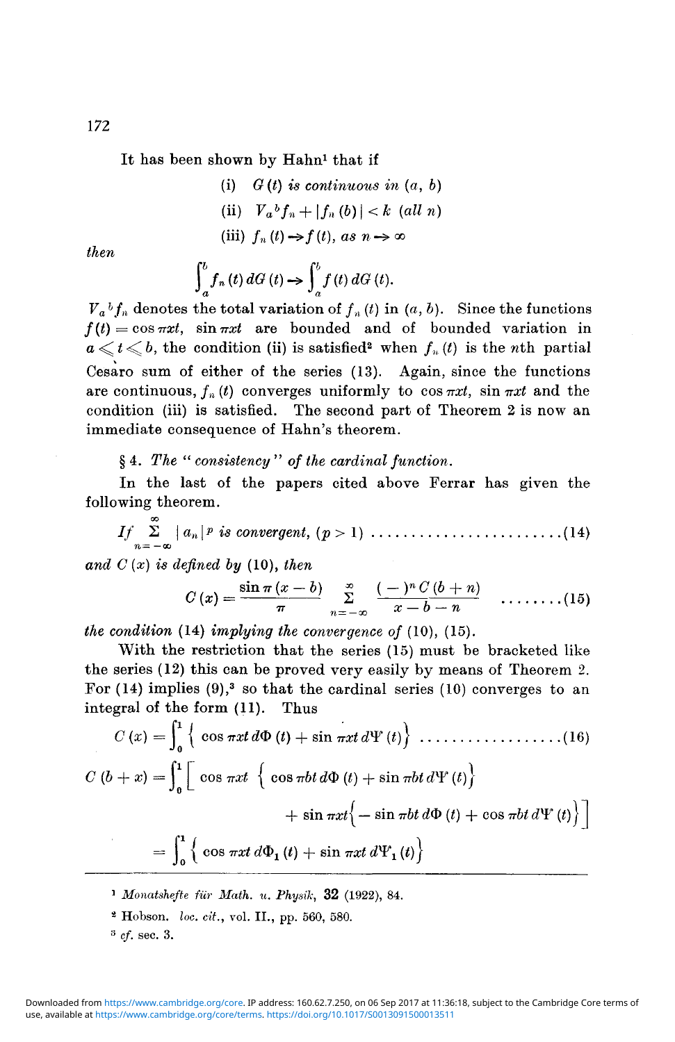It has been shown by Hahn[1] that if

(i) $G(t)$ *is continuous in* $(a, b)$

(ii) $V_a{}^b f_n + |f_n(b)| < k$ *(all* $n$*)*

(iii) $f_n(t) \to f(t)$, *as* $n \to \infty$

*then*

$$\int_a^b f_n(t)\, dG(t) \to \int_a^b f(t)\, dG(t).$$

$V_a{}^b f_n$ denotes the total variation of $f_n(t)$ in $(a, b)$. Since the functions $f(t) = \cos \pi x t$, $\sin \pi x t$ are bounded and of bounded variation in $a \leqslant t \leqslant b$, the condition (ii) is satisfied[2] when $f_n(t)$ is the $n$th partial Cesàro sum of either of the series (13). Again, since the functions are continuous, $f_n(t)$ converges uniformly to $\cos \pi x t$, $\sin \pi x t$ and the condition (iii) is satisfied. The second part of Theorem 2 is now an immediate consequence of Hahn's theorem.

## § 4. *The "consistency" of the cardinal function.*

In the last of the papers cited above Ferrar has given the following theorem.

$$\textit{If } \sum_{n=-\infty}^{\infty} |a_n|^p \textit{ is convergent, } (p > 1) \qquad \text{(14)}$$

*and* $C(x)$ *is defined by* (10), *then*

$$C(x) = \frac{\sin \pi (x - b)}{\pi} \sum_{n=-\infty}^{\infty} \frac{(-)^n C(b + n)}{x - b - n} \qquad \text{(15)}$$

*the condition* (14) *implying the convergence of* (10), (15).

With the restriction that the series (15) must be bracketed like the series (12) this can be proved very easily by means of Theorem 2. For (14) implies (9),[3] so that the cardinal series (10) converges to an integral of the form (11). Thus

$$C(x) = \int_0^1 \left\{ \cos \pi x t\, d\Phi(t) + \sin \pi x t\, d\Psi(t) \right\} \qquad \text{(16)}$$

$$C(b + x) = \int_0^1 \Big[ \cos \pi x t \left\{ \cos \pi b t\, d\Phi(t) + \sin \pi b t\, d\Psi(t) \right\}$$

$$+ \sin \pi x t \left\{ -\sin \pi b t\, d\Phi(t) + \cos \pi b t\, d\Psi(t) \right\} \Big]$$

$$= \int_0^1 \left\{ \cos \pi x t\, d\Phi_1(t) + \sin \pi x t\, d\Psi_1(t) \right\}$$

---

[1] *Monatshefte für Math. u. Physik*, **32** (1922), 84.

[2] Hobson. *loc. cit.*, vol. II., pp. 560, 580.

[3] *cf.* sec. 3.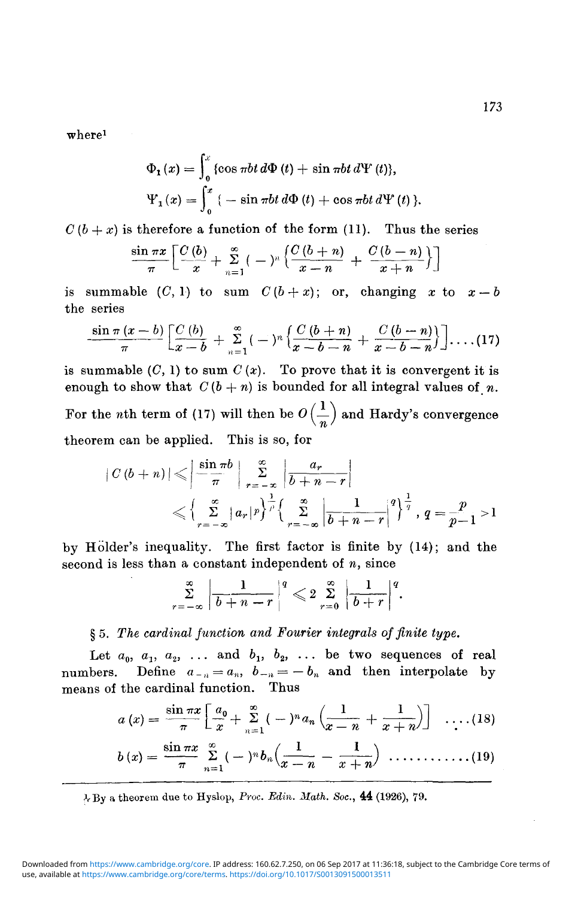where[1]

$$\Phi_1(x) = \int_0^x \{\cos \pi b t \, d\Phi(t) + \sin \pi b t \, d\Psi(t)\},$$

$$\Psi_1(x) = \int_0^x \{-\sin \pi b t \, d\Phi(t) + \cos \pi b t \, d\Psi(t)\}.$$

$C(b+x)$ is therefore a function of the form (11). Thus the series

$$\frac{\sin \pi x}{\pi}\left[\frac{C(b)}{x} + \sum_{n=1}^{\infty}(-)^n\left\{\frac{C(b+n)}{x-n} + \frac{C(b-n)}{x+n}\right\}\right]$$

is summable $(C, 1)$ to sum $C(b+x)$; or, changing $x$ to $x-b$ the series

$$\frac{\sin \pi(x-b)}{\pi}\left[\frac{C(b)}{x-b} + \sum_{n=1}^{\infty}(-)^n\left\{\frac{C(b+n)}{x-b-n} + \frac{C(b-n)}{x-b-n}\right\}\right] \quad \ldots (17)$$

is summable $(C, 1)$ to sum $C(x)$. To prove that it is convergent it is enough to show that $C(b+n)$ is bounded for all integral values of $n$. For the $n$th term of (17) will then be $O\left(\frac{1}{n}\right)$ and Hardy's convergence theorem can be applied. This is so, for

$$|C(b+n)| \leqslant \left|\frac{\sin \pi b}{\pi}\right| \sum_{r=-\infty}^{\infty}\left|\frac{a_r}{b+n-r}\right|$$

$$\leqslant \left\{\sum_{r=-\infty}^{\infty}|a_r|^p\right\}^{\frac{1}{p}}\left\{\sum_{r=-\infty}^{\infty}\left|\frac{1}{b+n-r}\right|^q\right\}^{\frac{1}{q}}, \; q = \frac{p}{p-1} > 1$$

by Hölder's inequality. The first factor is finite by (14); and the second is less than a constant independent of $n$, since

$$\sum_{r=-\infty}^{\infty}\left|\frac{1}{b+n-r}\right|^q \leqslant 2\sum_{r=0}^{\infty}\left|\frac{1}{b+r}\right|^q.$$

## § 5. *The cardinal function and Fourier integrals of finite type.*

Let $a_0, a_1, a_2, \ldots$ and $b_1, b_2, \ldots$ be two sequences of real numbers. Define $a_{-n} = a_n$, $b_{-n} = -b_n$ and then interpolate by means of the cardinal function. Thus

$$a(x) = \frac{\sin \pi x}{\pi}\left[\frac{a_0}{x} + \sum_{n=1}^{\infty}(-)^n a_n\left(\frac{1}{x-n} + \frac{1}{x+n}\right)\right] \quad \ldots (18)$$

$$b(x) = \frac{\sin \pi x}{\pi}\sum_{n=1}^{\infty}(-)^n b_n\left(\frac{1}{x-n} - \frac{1}{x+n}\right) \quad \ldots\ldots\ldots\ldots (19)$$

---

[1] By a theorem due to Hyslop, *Proc. Edin. Math. Soc.*, **44** (1926), 79.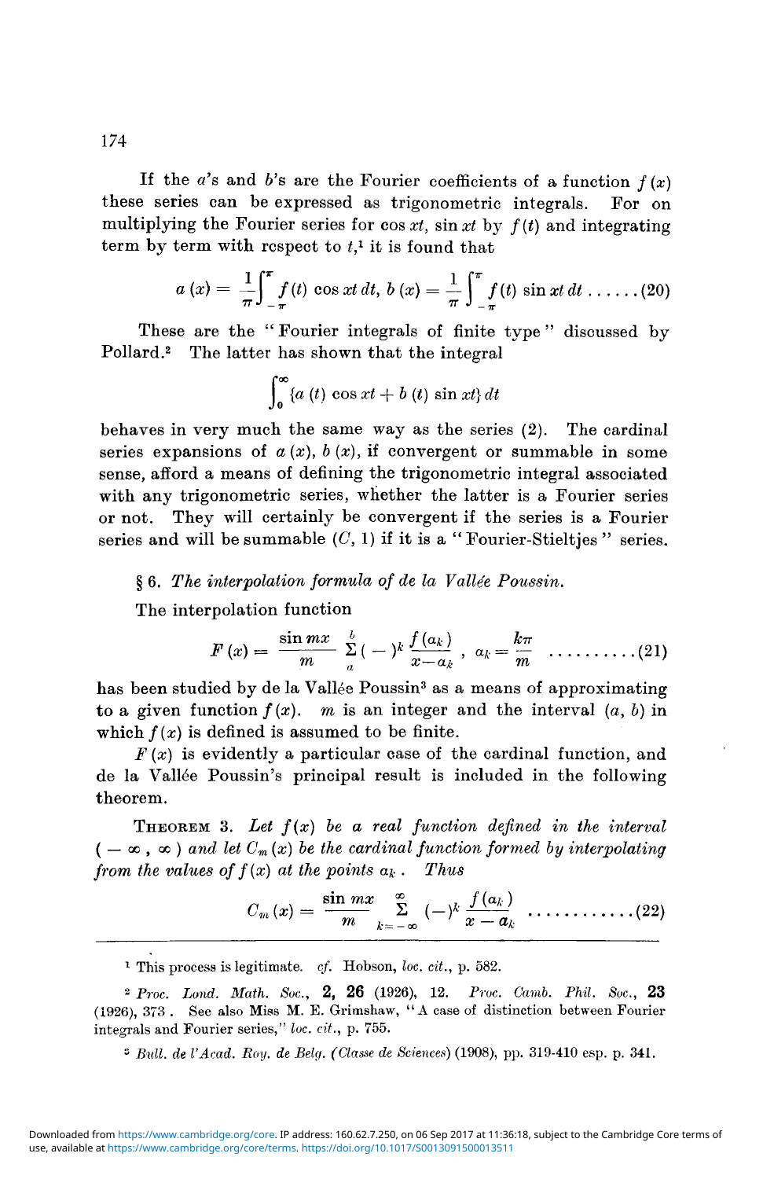If the $a$'s and $b$'s are the Fourier coefficients of a function $f(x)$ these series can be expressed as trigonometric integrals. For on multiplying the Fourier series for $\cos xt$, $\sin xt$ by $f(t)$ and integrating term by term with respect to $t$,[1] it is found that

$$a(x) = \frac{1}{\pi}\int_{-\pi}^{\pi} f(t) \cos xt \, dt, \; b(x) = \frac{1}{\pi}\int_{-\pi}^{\pi} f(t) \sin xt \, dt \quad \ldots\ldots(20)$$

These are the "Fourier integrals of finite type" discussed by Pollard.[2] The latter has shown that the integral

$$\int_0^\infty \{a(t) \cos xt + b(t) \sin xt\} \, dt$$

behaves in very much the same way as the series (2). The cardinal series expansions of $a(x)$, $b(x)$, if convergent or summable in some sense, afford a means of defining the trigonometric integral associated with any trigonometric series, whether the latter is a Fourier series or not. They will certainly be convergent if the series is a Fourier series and will be summable $(C, 1)$ if it is a "Fourier-Stieltjes" series.

## § 6. *The interpolation formula of de la Vallée Poussin.*

The interpolation function

$$F(x) = \frac{\sin mx}{m} \sum_a^b (-)^k \frac{f(a_k)}{x - a_k}, \; a_k = \frac{k\pi}{m} \quad \ldots\ldots\ldots\ldots(21)$$

has been studied by de la Vallée Poussin[3] as a means of approximating to a given function $f(x)$. $m$ is an integer and the interval $(a, b)$ in which $f(x)$ is defined is assumed to be finite.

$F(x)$ is evidently a particular case of the cardinal function, and de la Vallée Poussin's principal result is included in the following theorem.

THEOREM 3. *Let $f(x)$ be a real function defined in the interval $(-\infty, \infty)$ and let $C_m(x)$ be the cardinal function formed by interpolating from the values of $f(x)$ at the points $a_k$. Thus*

$$C_m(x) = \frac{\sin mx}{m} \sum_{k=-\infty}^{\infty} (-)^k \frac{f(a_k)}{x - a_k} \quad \ldots\ldots\ldots\ldots(22)$$

---

[1] This process is legitimate. *cf.* Hobson, *loc. cit.*, p. 582.

[2] *Proc. Lond. Math. Soc.*, **2, 26** (1926), 12. *Proc. Camb. Phil. Soc.*, **23** (1926), 373. See also Miss M. E. Grimshaw, "A case of distinction between Fourier integrals and Fourier series," *loc. cit.*, p. 755.

[3] *Bull. de l'Acad. Roy. de Belg. (Classe de Sciences)* (1908), pp. 319-410 esp. p. 341.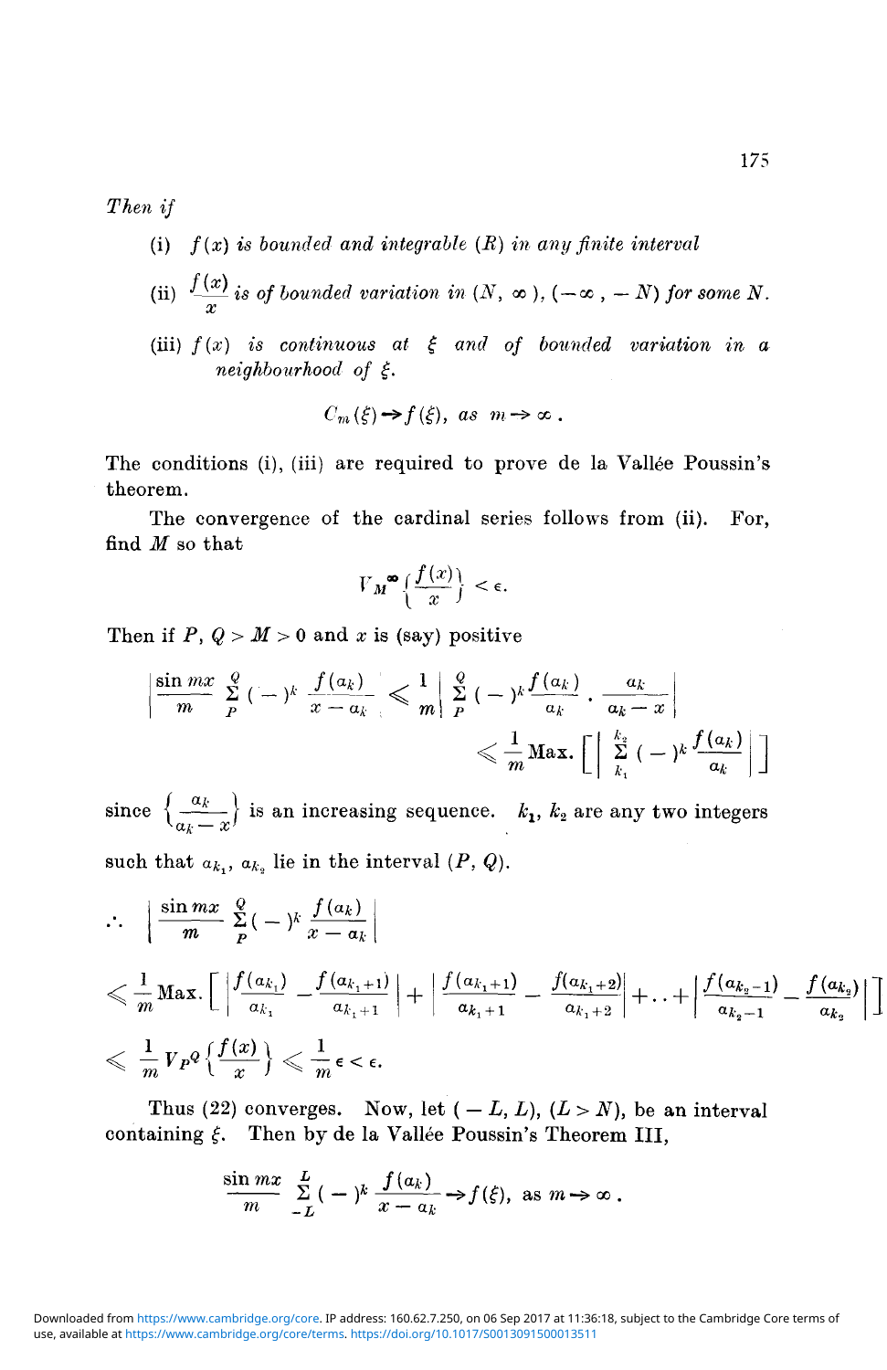*Then if*

(i) $f(x)$ *is bounded and integrable* $(R)$ *in any finite interval*

(ii) $\dfrac{f(x)}{x}$ *is of bounded variation in* $(N, \infty)$, $(-\infty, -N)$ *for some* $N$.

(iii) $f(x)$ *is continuous at* $\xi$ *and of bounded variation in a neighbourhood of* $\xi$.

$$C_m(\xi) \to f(\xi), \text{ as } m \to \infty.$$

The conditions (i), (iii) are required to prove de la Vallée Poussin's theorem.

The convergence of the cardinal series follows from (ii). For, find $M$ so that

$$V_M^{\infty}\left\{\frac{f(x)}{x}\right\} < \epsilon.$$

Then if $P, Q > M > 0$ and $x$ is (say) positive

$$\left|\frac{\sin mx}{m} \sum_P^Q (-)^k \frac{f(a_k)}{x - a_k}\right| \leqslant \frac{1}{m}\left|\sum_P^Q (-)^k \frac{f(a_k)}{a_k} \cdot \frac{a_k}{a_k - x}\right|$$

$$\leqslant \frac{1}{m} \text{Max.} \left[\left|\sum_{k_1}^{k_2} (-)^k \frac{f(a_k)}{a_k}\right|\right]$$

since $\left\{\dfrac{a_k}{a_k - x}\right\}$ is an increasing sequence. $k_1$, $k_2$ are any two integers such that $a_{k_1}$, $a_{k_2}$ lie in the interval $(P, Q)$.

$$\therefore \quad \left|\frac{\sin mx}{m} \sum_P^Q (-)^k \frac{f(a_k)}{x - a_k}\right|$$

$$\leqslant \frac{1}{m} \text{Max.} \left[\left|\frac{f(a_{k_1})}{a_{k_1}} - \frac{f(a_{k_1+1})}{a_{k_1+1}}\right| + \left|\frac{f(a_{k_1+1})}{a_{k_1+1}} - \frac{f(a_{k_1+2})}{a_{k_1+2}}\right| + \ldots + \left|\frac{f(a_{k_2-1})}{a_{k_2-1}} - \frac{f(a_{k_2})}{a_{k_2}}\right|\right]$$

$$\leqslant \frac{1}{m} V_P^Q \left\{\frac{f(x)}{x}\right\} \leqslant \frac{1}{m} \epsilon < \epsilon.$$

Thus (22) converges. Now, let $(-L, L)$, $(L > N)$, be an interval containing $\xi$. Then by de la Vallée Poussin's Theorem III,

$$\frac{\sin mx}{m} \sum_{-L}^{L} (-)^k \frac{f(a_k)}{x - a_k} \to f(\xi), \text{ as } m \to \infty.$$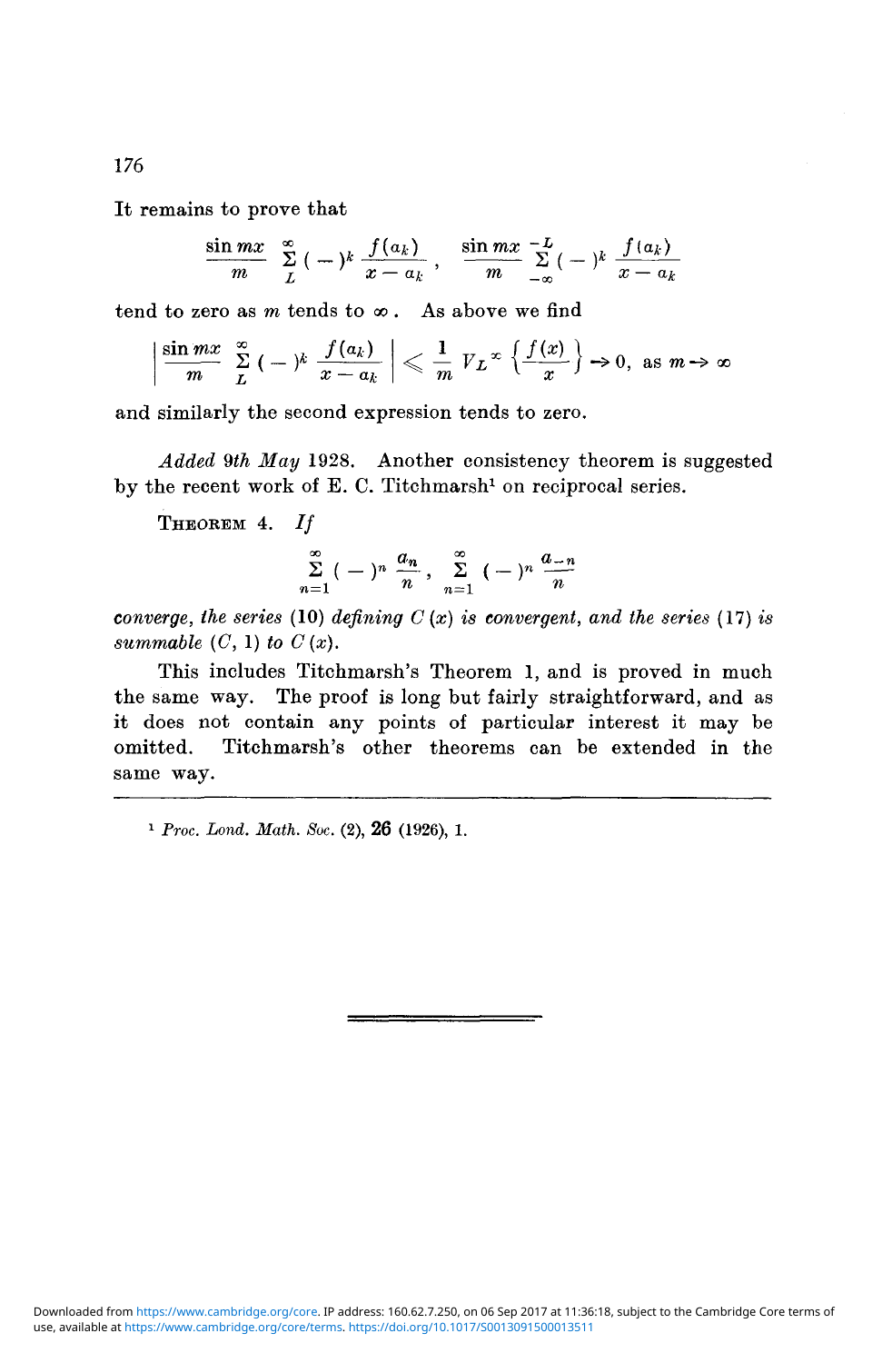It remains to prove that

$$\frac{\sin mx}{m} \sum_{L}^{\infty} (-)^k \frac{f(a_k)}{x - a_k}, \quad \frac{\sin mx}{m} \sum_{-\infty}^{-L} (-)^k \frac{f(a_k)}{x - a_k}$$

tend to zero as $m$ tends to $\infty$. As above we find

$$\left| \frac{\sin mx}{m} \sum_{L}^{\infty} (-)^k \frac{f(a_k)}{x - a_k} \right| \leqslant \frac{1}{m} V_L{}^{\infty} \left\{ \frac{f(x)}{x} \right\} \to 0, \text{ as } m \to \infty$$

and similarly the second expression tends to zero.

*Added 9th May* 1928. Another consistency theorem is suggested by the recent work of E. C. Titchmarsh[1] on reciprocal series.

THEOREM 4. *If*

$$\sum_{n=1}^{\infty} (-)^n \frac{a_n}{n}, \quad \sum_{n=1}^{\infty} (-)^n \frac{a_{-n}}{n}$$

*converge, the series* (10) *defining* $C(x)$ *is convergent, and the series* (17) *is summable* $(C, 1)$ *to* $C(x)$.

This includes Titchmarsh's Theorem 1, and is proved in much the same way. The proof is long but fairly straightforward, and as it does not contain any points of particular interest it may be omitted. Titchmarsh's other theorems can be extended in the same way.

---

[1] *Proc. Lond. Math. Soc.* (2), **26** (1926), 1.